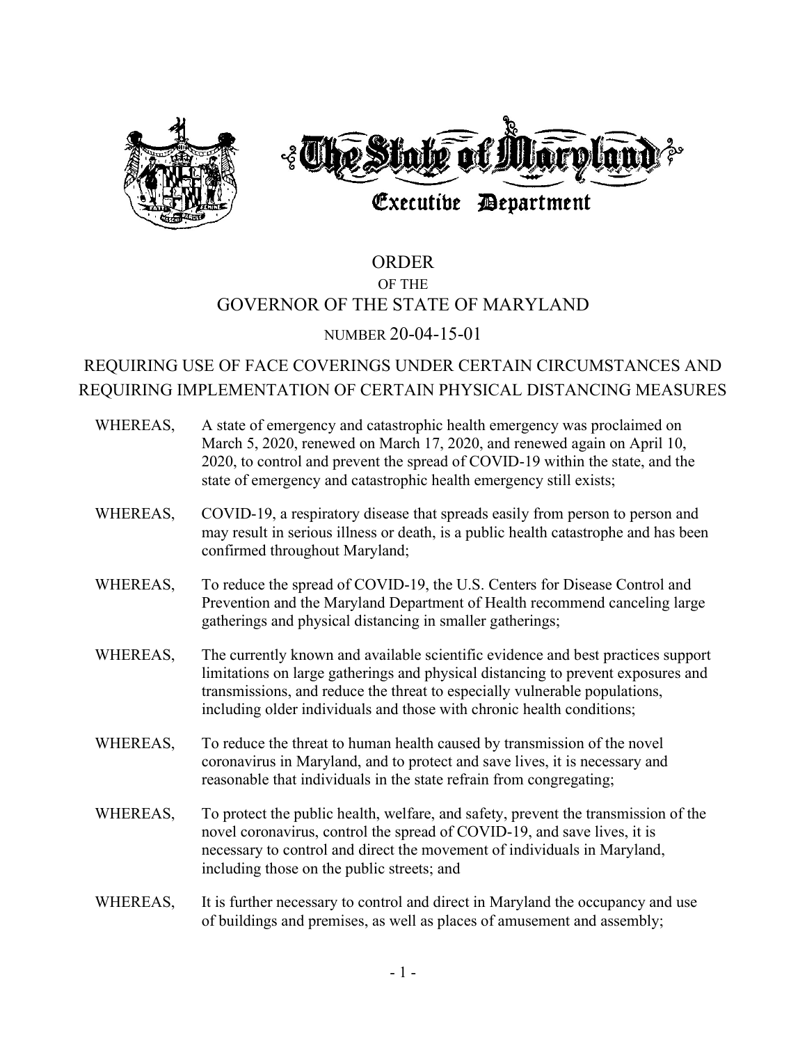The State of Maryland

Executive Department

# ORDER
OF THE
# GOVERNOR OF THE STATE OF MARYLAND

NUMBER 20-04-15-01

## REQUIRING USE OF FACE COVERINGS UNDER CERTAIN CIRCUMSTANCES AND REQUIRING IMPLEMENTATION OF CERTAIN PHYSICAL DISTANCING MEASURES

WHEREAS, A state of emergency and catastrophic health emergency was proclaimed on March 5, 2020, renewed on March 17, 2020, and renewed again on April 10, 2020, to control and prevent the spread of COVID-19 within the state, and the state of emergency and catastrophic health emergency still exists;

WHEREAS, COVID-19, a respiratory disease that spreads easily from person to person and may result in serious illness or death, is a public health catastrophe and has been confirmed throughout Maryland;

WHEREAS, To reduce the spread of COVID-19, the U.S. Centers for Disease Control and Prevention and the Maryland Department of Health recommend canceling large gatherings and physical distancing in smaller gatherings;

WHEREAS, The currently known and available scientific evidence and best practices support limitations on large gatherings and physical distancing to prevent exposures and transmissions, and reduce the threat to especially vulnerable populations, including older individuals and those with chronic health conditions;

WHEREAS, To reduce the threat to human health caused by transmission of the novel coronavirus in Maryland, and to protect and save lives, it is necessary and reasonable that individuals in the state refrain from congregating;

WHEREAS, To protect the public health, welfare, and safety, prevent the transmission of the novel coronavirus, control the spread of COVID-19, and save lives, it is necessary to control and direct the movement of individuals in Maryland, including those on the public streets; and

WHEREAS, It is further necessary to control and direct in Maryland the occupancy and use of buildings and premises, as well as places of amusement and assembly;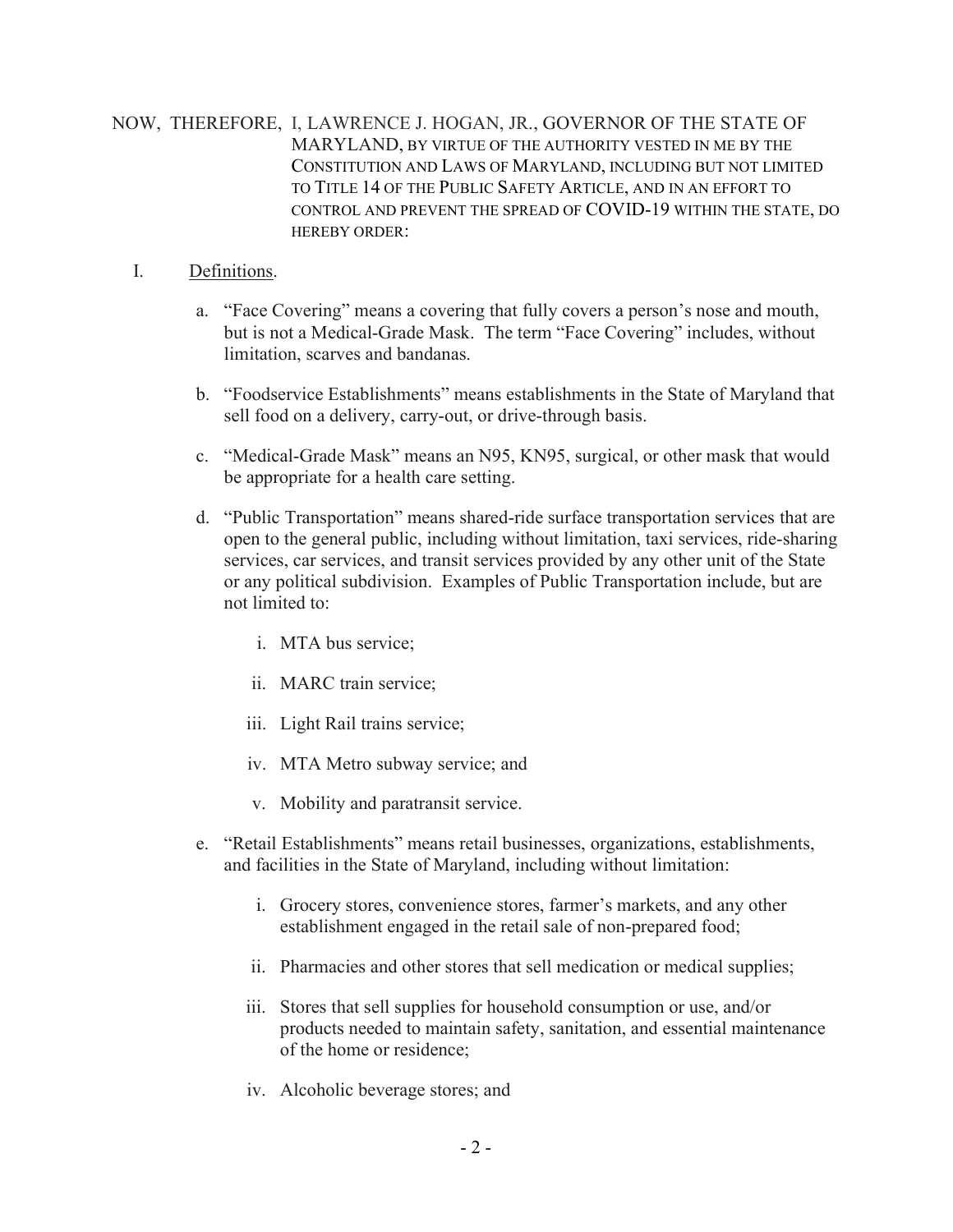NOW, THEREFORE, I, LAWRENCE J. HOGAN, JR., GOVERNOR OF THE STATE OF MARYLAND, BY VIRTUE OF THE AUTHORITY VESTED IN ME BY THE CONSTITUTION AND LAWS OF MARYLAND, INCLUDING BUT NOT LIMITED TO TITLE 14 OF THE PUBLIC SAFETY ARTICLE, AND IN AN EFFORT TO CONTROL AND PREVENT THE SPREAD OF COVID-19 WITHIN THE STATE, DO HEREBY ORDER:

I. Definitions.

   a. "Face Covering" means a covering that fully covers a person's nose and mouth, but is not a Medical-Grade Mask. The term "Face Covering" includes, without limitation, scarves and bandanas.

   b. "Foodservice Establishments" means establishments in the State of Maryland that sell food on a delivery, carry-out, or drive-through basis.

   c. "Medical-Grade Mask" means an N95, KN95, surgical, or other mask that would be appropriate for a health care setting.

   d. "Public Transportation" means shared-ride surface transportation services that are open to the general public, including without limitation, taxi services, ride-sharing services, car services, and transit services provided by any other unit of the State or any political subdivision. Examples of Public Transportation include, but are not limited to:

      i. MTA bus service;

      ii. MARC train service;

      iii. Light Rail trains service;

      iv. MTA Metro subway service; and

      v. Mobility and paratransit service.

   e. "Retail Establishments" means retail businesses, organizations, establishments, and facilities in the State of Maryland, including without limitation:

      i. Grocery stores, convenience stores, farmer's markets, and any other establishment engaged in the retail sale of non-prepared food;

      ii. Pharmacies and other stores that sell medication or medical supplies;

      iii. Stores that sell supplies for household consumption or use, and/or products needed to maintain safety, sanitation, and essential maintenance of the home or residence;

      iv. Alcoholic beverage stores; and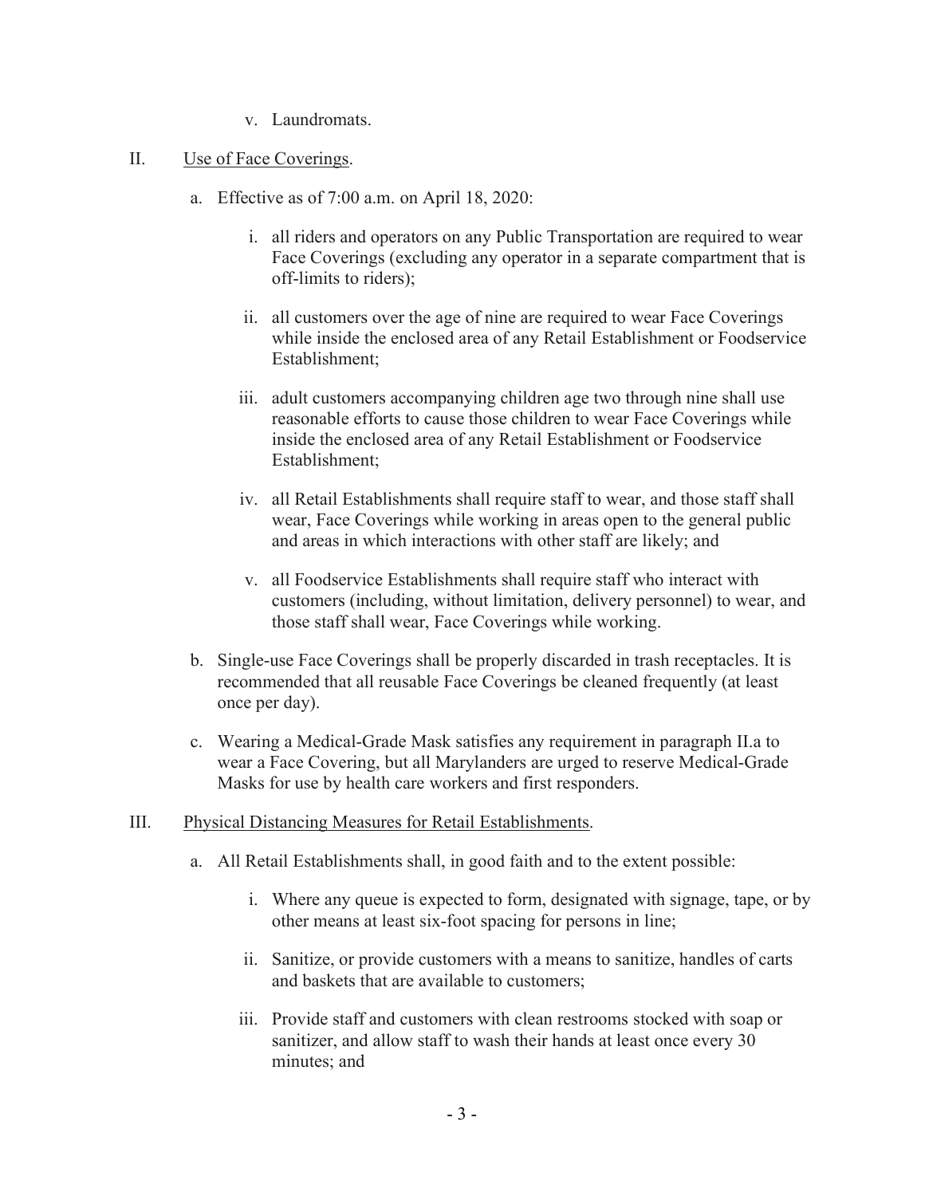v. Laundromats.

II. Use of Face Coverings.

a. Effective as of 7:00 a.m. on April 18, 2020:

i. all riders and operators on any Public Transportation are required to wear Face Coverings (excluding any operator in a separate compartment that is off-limits to riders);

ii. all customers over the age of nine are required to wear Face Coverings while inside the enclosed area of any Retail Establishment or Foodservice Establishment;

iii. adult customers accompanying children age two through nine shall use reasonable efforts to cause those children to wear Face Coverings while inside the enclosed area of any Retail Establishment or Foodservice Establishment;

iv. all Retail Establishments shall require staff to wear, and those staff shall wear, Face Coverings while working in areas open to the general public and areas in which interactions with other staff are likely; and

v. all Foodservice Establishments shall require staff who interact with customers (including, without limitation, delivery personnel) to wear, and those staff shall wear, Face Coverings while working.

b. Single-use Face Coverings shall be properly discarded in trash receptacles. It is recommended that all reusable Face Coverings be cleaned frequently (at least once per day).

c. Wearing a Medical-Grade Mask satisfies any requirement in paragraph II.a to wear a Face Covering, but all Marylanders are urged to reserve Medical-Grade Masks for use by health care workers and first responders.

III. Physical Distancing Measures for Retail Establishments.

a. All Retail Establishments shall, in good faith and to the extent possible:

i. Where any queue is expected to form, designated with signage, tape, or by other means at least six-foot spacing for persons in line;

ii. Sanitize, or provide customers with a means to sanitize, handles of carts and baskets that are available to customers;

iii. Provide staff and customers with clean restrooms stocked with soap or sanitizer, and allow staff to wash their hands at least once every 30 minutes; and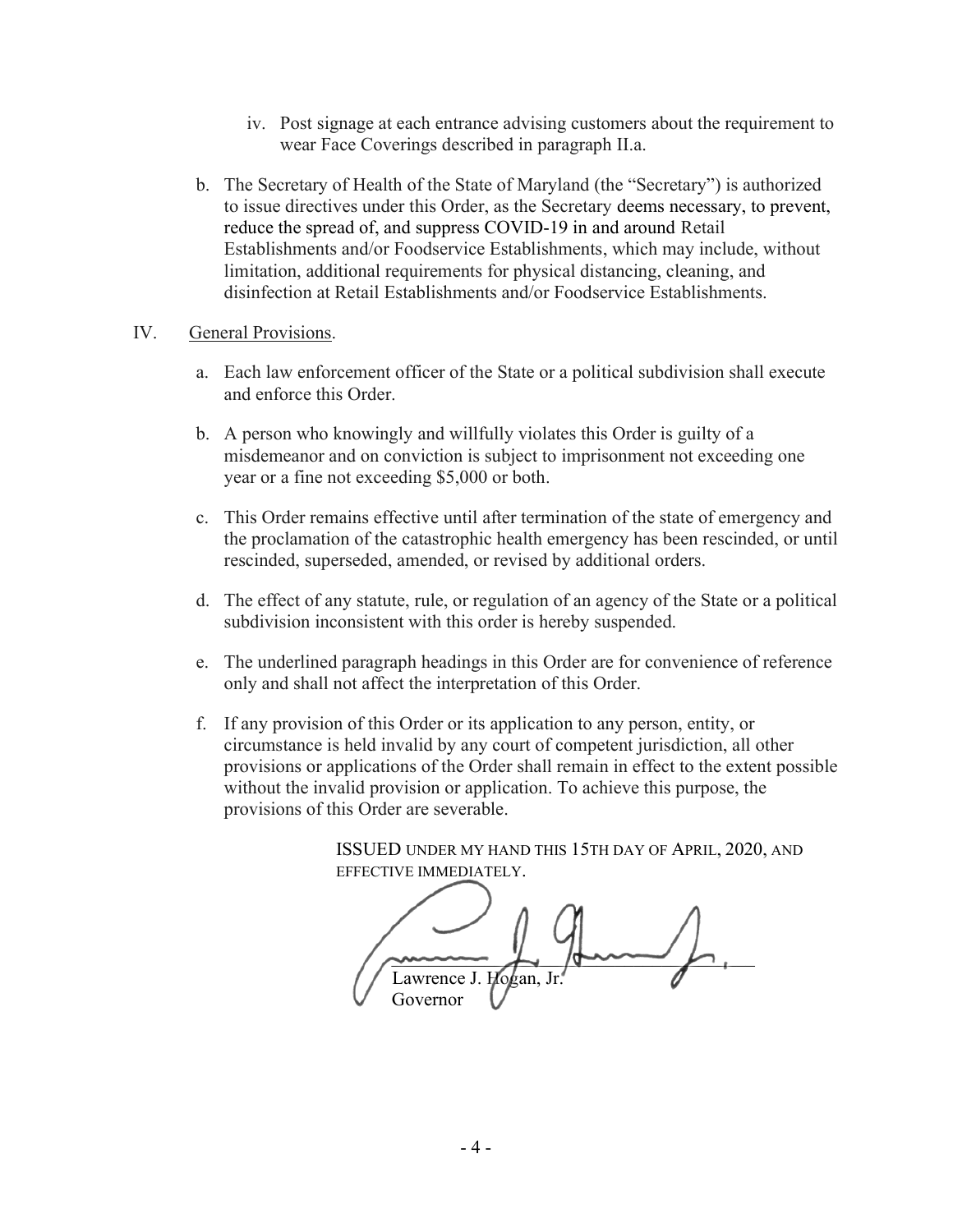iv. Post signage at each entrance advising customers about the requirement to wear Face Coverings described in paragraph II.a.

b. The Secretary of Health of the State of Maryland (the "Secretary") is authorized to issue directives under this Order, as the Secretary deems necessary, to prevent, reduce the spread of, and suppress COVID-19 in and around Retail Establishments and/or Foodservice Establishments, which may include, without limitation, additional requirements for physical distancing, cleaning, and disinfection at Retail Establishments and/or Foodservice Establishments.

IV. <u>General Provisions</u>.

a. Each law enforcement officer of the State or a political subdivision shall execute and enforce this Order.

b. A person who knowingly and willfully violates this Order is guilty of a misdemeanor and on conviction is subject to imprisonment not exceeding one year or a fine not exceeding $5,000 or both.

c. This Order remains effective until after termination of the state of emergency and the proclamation of the catastrophic health emergency has been rescinded, or until rescinded, superseded, amended, or revised by additional orders.

d. The effect of any statute, rule, or regulation of an agency of the State or a political subdivision inconsistent with this order is hereby suspended.

e. The underlined paragraph headings in this Order are for convenience of reference only and shall not affect the interpretation of this Order.

f. If any provision of this Order or its application to any person, entity, or circumstance is held invalid by any court of competent jurisdiction, all other provisions or applications of the Order shall remain in effect to the extent possible without the invalid provision or application. To achieve this purpose, the provisions of this Order are severable.

ISSUED UNDER MY HAND THIS 15TH DAY OF APRIL, 2020, AND EFFECTIVE IMMEDIATELY.

Lawrence J. Hogan, Jr.
Governor